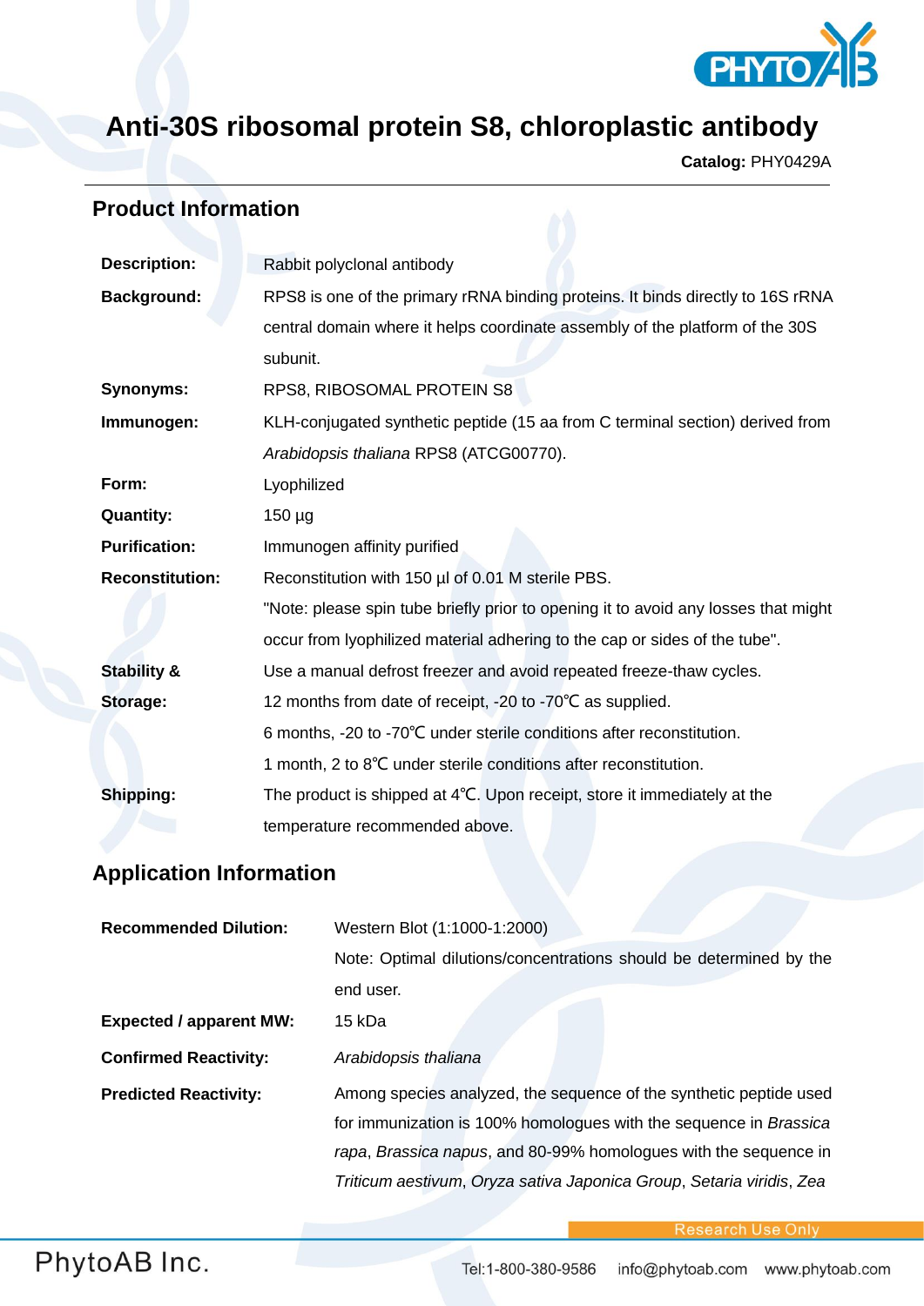# Anti-30S ribosomal protein S8, chloroplastic antibody

**Catalog:** PHY0429A

## Product Information

| | |
|---|---|
| **Description:** | Rabbit polyclonal antibody |
| **Background:** | RPS8 is one of the primary rRNA binding proteins. It binds directly to 16S rRNA central domain where it helps coordinate assembly of the platform of the 30S subunit. |
| **Synonyms:** | RPS8, RIBOSOMAL PROTEIN S8 |
| **Immunogen:** | KLH-conjugated synthetic peptide (15 aa from C terminal section) derived from *Arabidopsis thaliana* RPS8 (ATCG00770). |
| **Form:** | Lyophilized |
| **Quantity:** | 150 µg |
| **Purification:** | Immunogen affinity purified |
| **Reconstitution:** | Reconstitution with 150 µl of 0.01 M sterile PBS. "Note: please spin tube briefly prior to opening it to avoid any losses that might occur from lyophilized material adhering to the cap or sides of the tube". |
| **Stability & Storage:** | Use a manual defrost freezer and avoid repeated freeze-thaw cycles. 12 months from date of receipt, -20 to -70℃ as supplied. 6 months, -20 to -70℃ under sterile conditions after reconstitution. 1 month, 2 to 8℃ under sterile conditions after reconstitution. |
| **Shipping:** | The product is shipped at 4℃. Upon receipt, store it immediately at the temperature recommended above. |

## Application Information

| | |
|---|---|
| **Recommended Dilution:** | Western Blot (1:1000-1:2000) Note: Optimal dilutions/concentrations should be determined by the end user. |
| **Expected / apparent MW:** | 15 kDa |
| **Confirmed Reactivity:** | *Arabidopsis thaliana* |
| **Predicted Reactivity:** | Among species analyzed, the sequence of the synthetic peptide used for immunization is 100% homologues with the sequence in *Brassica rapa*, *Brassica napus*, and 80-99% homologues with the sequence in *Triticum aestivum*, *Oryza sativa Japonica Group*, *Setaria viridis*, *Zea* |

Research Use Only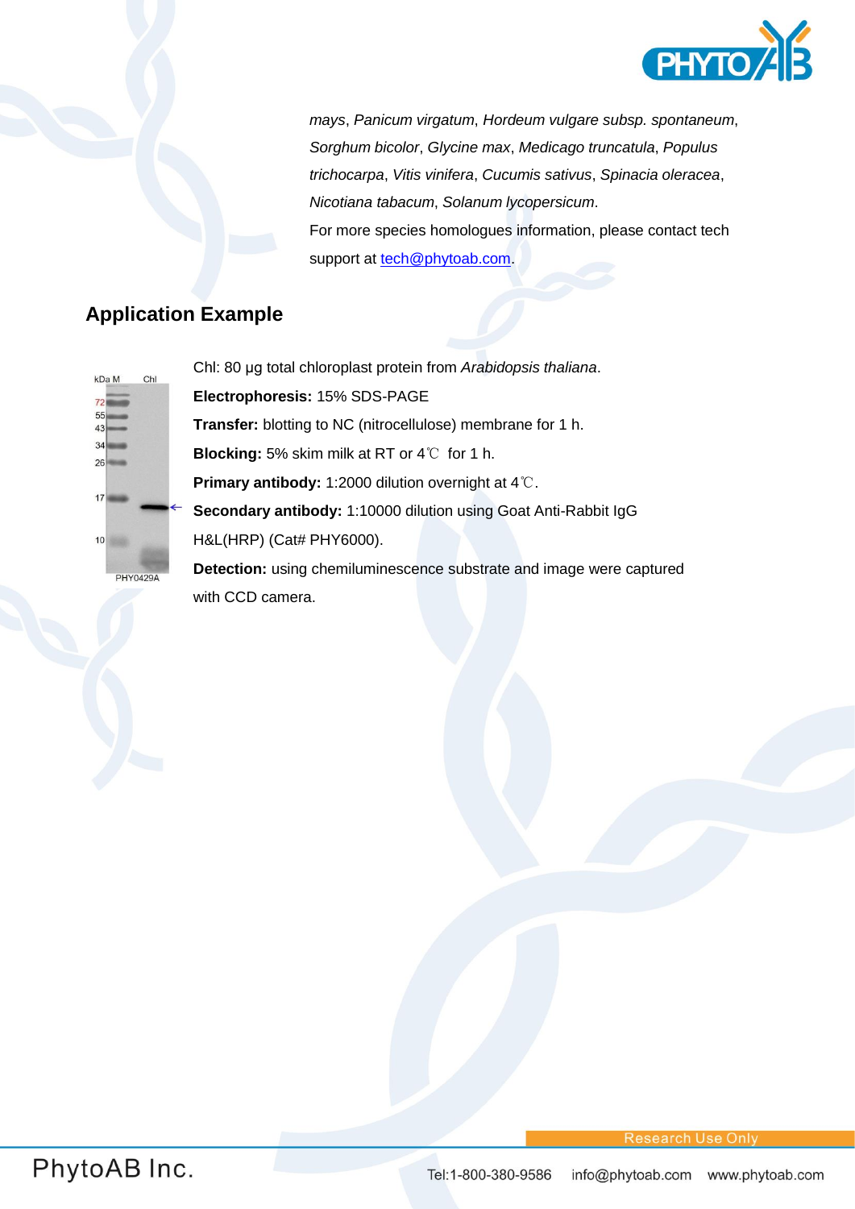*mays*, *Panicum virgatum*, *Hordeum vulgare subsp. spontaneum*, *Sorghum bicolor*, *Glycine max*, *Medicago truncatula*, *Populus trichocarpa*, *Vitis vinifera*, *Cucumis sativus*, *Spinacia oleracea*, *Nicotiana tabacum*, *Solanum lycopersicum*.

For more species homologues information, please contact tech support at tech@phytoab.com.

## Application Example

kDa M Chl

72
55
43
34
26
17
10

PHY0429A

Chl: 80 µg total chloroplast protein from *Arabidopsis thaliana*.

**Electrophoresis:** 15% SDS-PAGE

**Transfer:** blotting to NC (nitrocellulose) membrane for 1 h.

**Blocking:** 5% skim milk at RT or 4℃ for 1 h.

**Primary antibody:** 1:2000 dilution overnight at 4℃.

**Secondary antibody:** 1:10000 dilution using Goat Anti-Rabbit IgG H&L(HRP) (Cat# PHY6000).

**Detection:** using chemiluminescence substrate and image were captured with CCD camera.